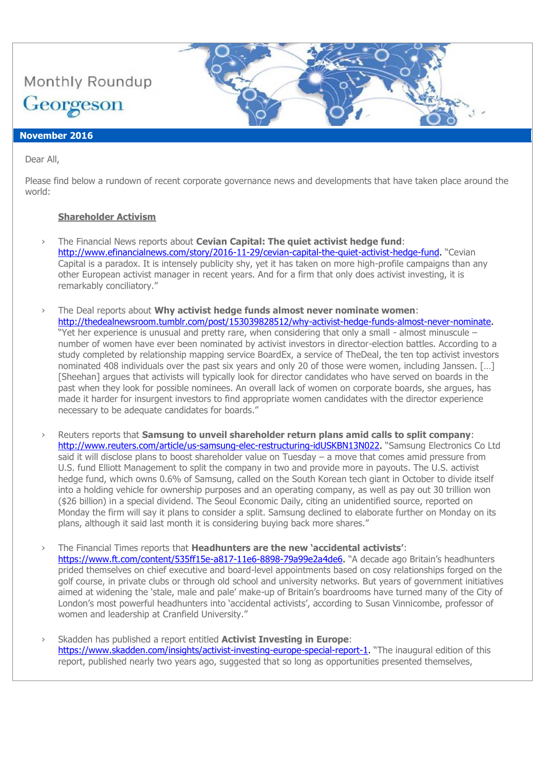Monthly Roundup

Georgeson

**November 2016**

Dear All,

Please find below a rundown of recent corporate governance news and developments that have taken place around the world:

## Shareholder Activism

- The Financial News reports about **Cevian Capital: The quiet activist hedge fund**: http://www.efinancialnews.com/story/2016-11-29/cevian-capital-the-quiet-activist-hedge-fund. "Cevian Capital is a paradox. It is intensely publicity shy, yet it has taken on more high-profile campaigns than any other European activist manager in recent years. And for a firm that only does activist investing, it is remarkably conciliatory."

- The Deal reports about **Why activist hedge funds almost never nominate women**: http://thedealnewsroom.tumblr.com/post/153039828512/why-activist-hedge-funds-almost-never-nominate. "Yet her experience is unusual and pretty rare, when considering that only a small - almost minuscule – number of women have ever been nominated by activist investors in director-election battles. According to a study completed by relationship mapping service BoardEx, a service of TheDeal, the ten top activist investors nominated 408 individuals over the past six years and only 20 of those were women, including Janssen. […] [Sheehan] argues that activists will typically look for director candidates who have served on boards in the past when they look for possible nominees. An overall lack of women on corporate boards, she argues, has made it harder for insurgent investors to find appropriate women candidates with the director experience necessary to be adequate candidates for boards."

- Reuters reports that **Samsung to unveil shareholder return plans amid calls to split company**: http://www.reuters.com/article/us-samsung-elec-restructuring-idUSKBN13N022. "Samsung Electronics Co Ltd said it will disclose plans to boost shareholder value on Tuesday – a move that comes amid pressure from U.S. fund Elliott Management to split the company in two and provide more in payouts. The U.S. activist hedge fund, which owns 0.6% of Samsung, called on the South Korean tech giant in October to divide itself into a holding vehicle for ownership purposes and an operating company, as well as pay out 30 trillion won ($26 billion) in a special dividend. The Seoul Economic Daily, citing an unidentified source, reported on Monday the firm will say it plans to consider a split. Samsung declined to elaborate further on Monday on its plans, although it said last month it is considering buying back more shares."

- The Financial Times reports that **Headhunters are the new 'accidental activists'**: https://www.ft.com/content/535ff15e-a817-11e6-8898-79a99e2a4de6. "A decade ago Britain's headhunters prided themselves on chief executive and board-level appointments based on cosy relationships forged on the golf course, in private clubs or through old school and university networks. But years of government initiatives aimed at widening the 'stale, male and pale' make-up of Britain's boardrooms have turned many of the City of London's most powerful headhunters into 'accidental activists', according to Susan Vinnicombe, professor of women and leadership at Cranfield University."

- Skadden has published a report entitled **Activist Investing in Europe**: https://www.skadden.com/insights/activist-investing-europe-special-report-1. "The inaugural edition of this report, published nearly two years ago, suggested that so long as opportunities presented themselves,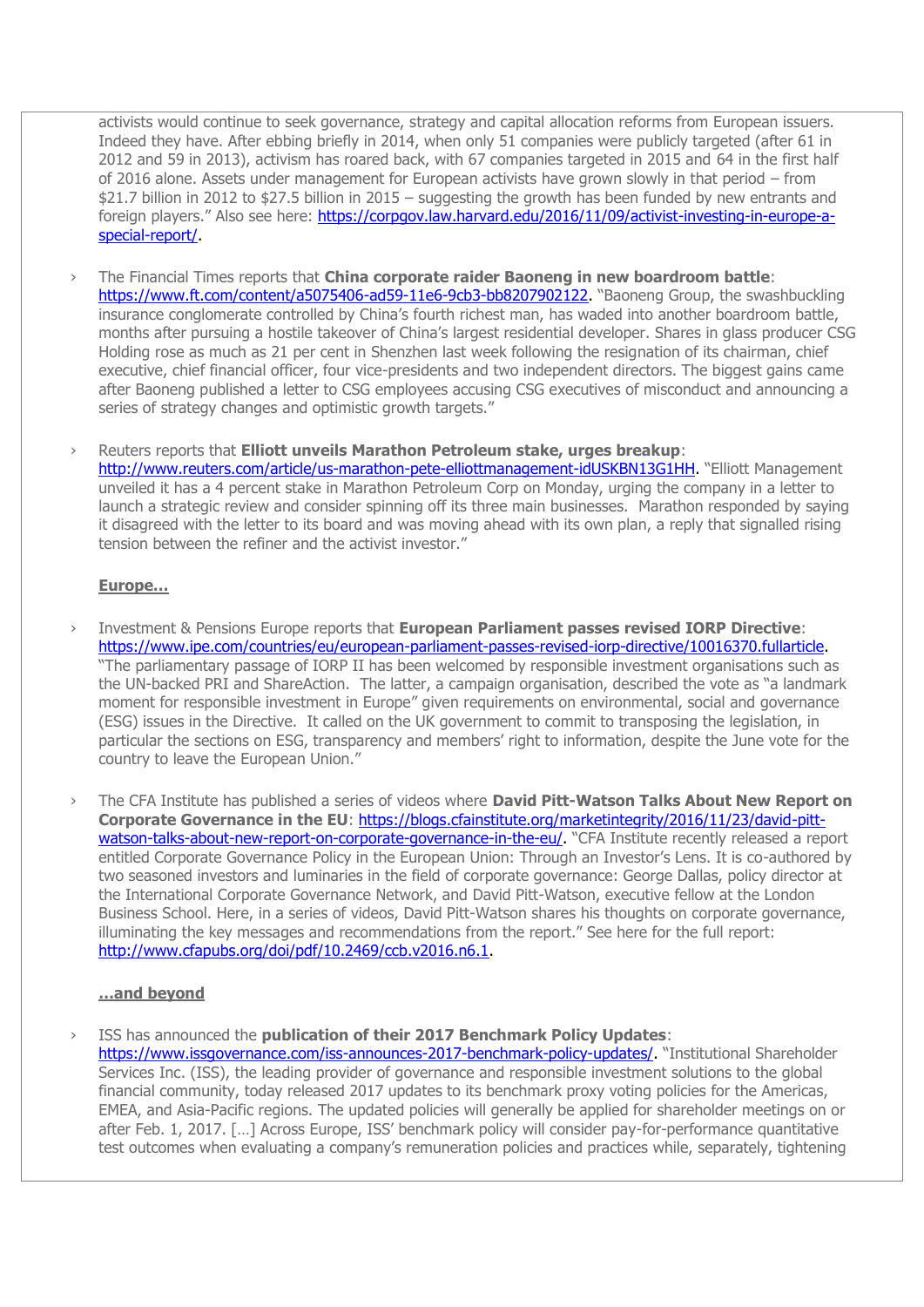activists would continue to seek governance, strategy and capital allocation reforms from European issuers. Indeed they have. After ebbing briefly in 2014, when only 51 companies were publicly targeted (after 61 in 2012 and 59 in 2013), activism has roared back, with 67 companies targeted in 2015 and 64 in the first half of 2016 alone. Assets under management for European activists have grown slowly in that period – from $21.7 billion in 2012 to $27.5 billion in 2015 – suggesting the growth has been funded by new entrants and foreign players." Also see here: https://corpgov.law.harvard.edu/2016/11/09/activist-investing-in-europe-a-special-report/.

- The Financial Times reports that **China corporate raider Baoneng in new boardroom battle**: https://www.ft.com/content/a5075406-ad59-11e6-9cb3-bb8207902122. "Baoneng Group, the swashbuckling insurance conglomerate controlled by China's fourth richest man, has waded into another boardroom battle, months after pursuing a hostile takeover of China's largest residential developer. Shares in glass producer CSG Holding rose as much as 21 per cent in Shenzhen last week following the resignation of its chairman, chief executive, chief financial officer, four vice-presidents and two independent directors. The biggest gains came after Baoneng published a letter to CSG employees accusing CSG executives of misconduct and announcing a series of strategy changes and optimistic growth targets."

- Reuters reports that **Elliott unveils Marathon Petroleum stake, urges breakup**: http://www.reuters.com/article/us-marathon-pete-elliottmanagement-idUSKBN13G1HH. "Elliott Management unveiled it has a 4 percent stake in Marathon Petroleum Corp on Monday, urging the company in a letter to launch a strategic review and consider spinning off its three main businesses. Marathon responded by saying it disagreed with the letter to its board and was moving ahead with its own plan, a reply that signalled rising tension between the refiner and the activist investor."

**Europe…**

- Investment & Pensions Europe reports that **European Parliament passes revised IORP Directive**: https://www.ipe.com/countries/eu/european-parliament-passes-revised-iorp-directive/10016370.fullarticle. "The parliamentary passage of IORP II has been welcomed by responsible investment organisations such as the UN-backed PRI and ShareAction. The latter, a campaign organisation, described the vote as "a landmark moment for responsible investment in Europe" given requirements on environmental, social and governance (ESG) issues in the Directive. It called on the UK government to commit to transposing the legislation, in particular the sections on ESG, transparency and members' right to information, despite the June vote for the country to leave the European Union."

- The CFA Institute has published a series of videos where **David Pitt-Watson Talks About New Report on Corporate Governance in the EU**: https://blogs.cfainstitute.org/marketintegrity/2016/11/23/david-pitt-watson-talks-about-new-report-on-corporate-governance-in-the-eu/. "CFA Institute recently released a report entitled Corporate Governance Policy in the European Union: Through an Investor's Lens. It is co-authored by two seasoned investors and luminaries in the field of corporate governance: George Dallas, policy director at the International Corporate Governance Network, and David Pitt-Watson, executive fellow at the London Business School. Here, in a series of videos, David Pitt-Watson shares his thoughts on corporate governance, illuminating the key messages and recommendations from the report." See here for the full report: http://www.cfapubs.org/doi/pdf/10.2469/ccb.v2016.n6.1.

**…and beyond**

- ISS has announced the **publication of their 2017 Benchmark Policy Updates**: https://www.issgovernance.com/iss-announces-2017-benchmark-policy-updates/. "Institutional Shareholder Services Inc. (ISS), the leading provider of governance and responsible investment solutions to the global financial community, today released 2017 updates to its benchmark proxy voting policies for the Americas, EMEA, and Asia-Pacific regions. The updated policies will generally be applied for shareholder meetings on or after Feb. 1, 2017. […] Across Europe, ISS' benchmark policy will consider pay-for-performance quantitative test outcomes when evaluating a company's remuneration policies and practices while, separately, tightening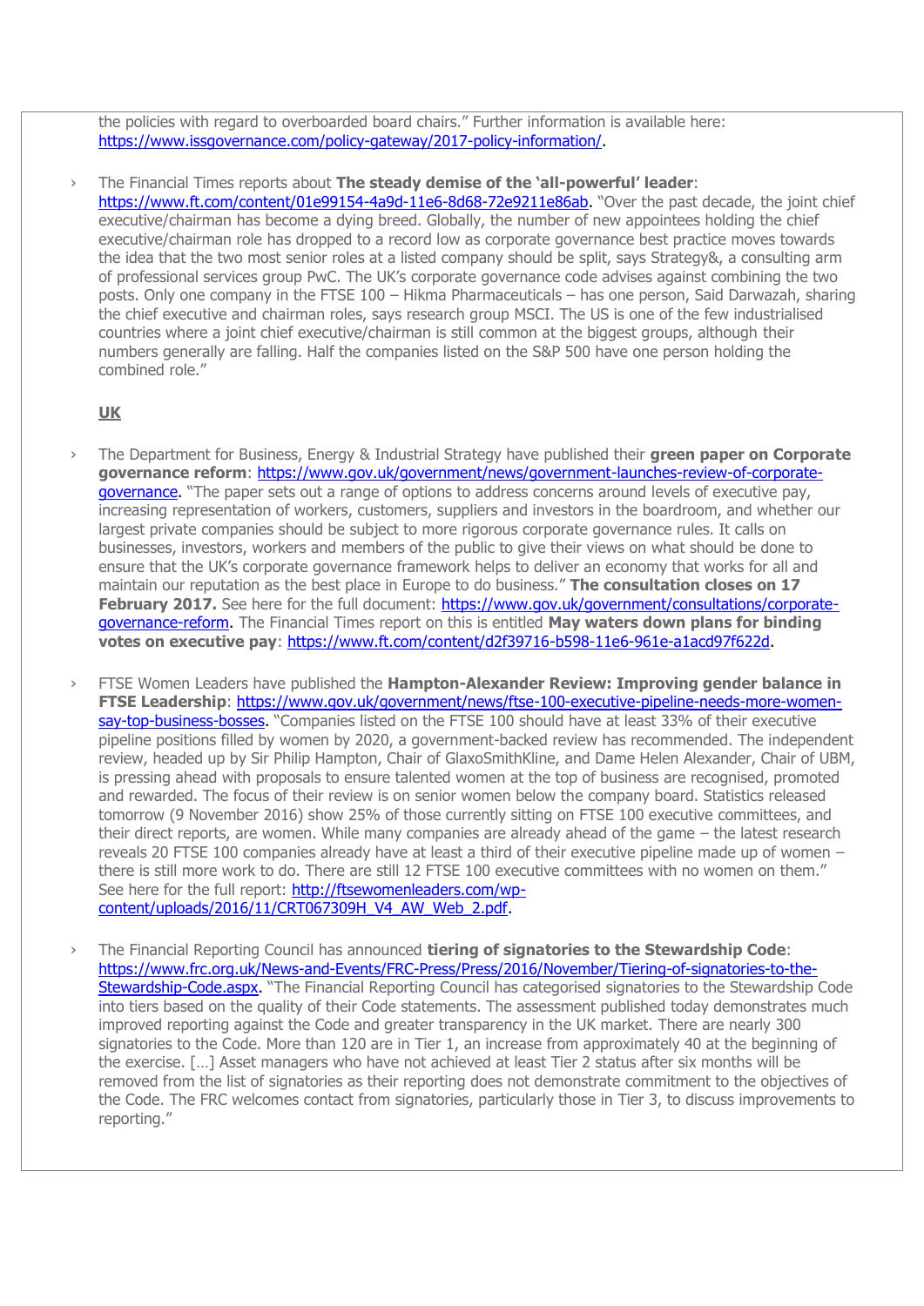the policies with regard to overboarded board chairs." Further information is available here: https://www.issgovernance.com/policy-gateway/2017-policy-information/.

- The Financial Times reports about **The steady demise of the 'all-powerful' leader**: https://www.ft.com/content/01e99154-4a9d-11e6-8d68-72e9211e86ab. "Over the past decade, the joint chief executive/chairman has become a dying breed. Globally, the number of new appointees holding the chief executive/chairman role has dropped to a record low as corporate governance best practice moves towards the idea that the two most senior roles at a listed company should be split, says Strategy&, a consulting arm of professional services group PwC. The UK's corporate governance code advises against combining the two posts. Only one company in the FTSE 100 – Hikma Pharmaceuticals – has one person, Said Darwazah, sharing the chief executive and chairman roles, says research group MSCI. The US is one of the few industrialised countries where a joint chief executive/chairman is still common at the biggest groups, although their numbers generally are falling. Half the companies listed on the S&P 500 have one person holding the combined role."

**UK**

- The Department for Business, Energy & Industrial Strategy have published their **green paper on Corporate governance reform**: https://www.gov.uk/government/news/government-launches-review-of-corporate-governance. "The paper sets out a range of options to address concerns around levels of executive pay, increasing representation of workers, customers, suppliers and investors in the boardroom, and whether our largest private companies should be subject to more rigorous corporate governance rules. It calls on businesses, investors, workers and members of the public to give their views on what should be done to ensure that the UK's corporate governance framework helps to deliver an economy that works for all and maintain our reputation as the best place in Europe to do business." **The consultation closes on 17 February 2017.** See here for the full document: https://www.gov.uk/government/consultations/corporate-governance-reform. The Financial Times report on this is entitled **May waters down plans for binding votes on executive pay**: https://www.ft.com/content/d2f39716-b598-11e6-961e-a1acd97f622d.

- FTSE Women Leaders have published the **Hampton-Alexander Review: Improving gender balance in FTSE Leadership**: https://www.gov.uk/government/news/ftse-100-executive-pipeline-needs-more-women-say-top-business-bosses. "Companies listed on the FTSE 100 should have at least 33% of their executive pipeline positions filled by women by 2020, a government-backed review has recommended. The independent review, headed up by Sir Philip Hampton, Chair of GlaxoSmithKline, and Dame Helen Alexander, Chair of UBM, is pressing ahead with proposals to ensure talented women at the top of business are recognised, promoted and rewarded. The focus of their review is on senior women below the company board. Statistics released tomorrow (9 November 2016) show 25% of those currently sitting on FTSE 100 executive committees, and their direct reports, are women. While many companies are already ahead of the game – the latest research reveals 20 FTSE 100 companies already have at least a third of their executive pipeline made up of women – there is still more work to do. There are still 12 FTSE 100 executive committees with no women on them." See here for the full report: http://ftsewomenleaders.com/wp-content/uploads/2016/11/CRT067309H_V4_AW_Web_2.pdf.

- The Financial Reporting Council has announced **tiering of signatories to the Stewardship Code**: https://www.frc.org.uk/News-and-Events/FRC-Press/Press/2016/November/Tiering-of-signatories-to-the-Stewardship-Code.aspx. "The Financial Reporting Council has categorised signatories to the Stewardship Code into tiers based on the quality of their Code statements. The assessment published today demonstrates much improved reporting against the Code and greater transparency in the UK market. There are nearly 300 signatories to the Code. More than 120 are in Tier 1, an increase from approximately 40 at the beginning of the exercise. […] Asset managers who have not achieved at least Tier 2 status after six months will be removed from the list of signatories as their reporting does not demonstrate commitment to the objectives of the Code. The FRC welcomes contact from signatories, particularly those in Tier 3, to discuss improvements to reporting."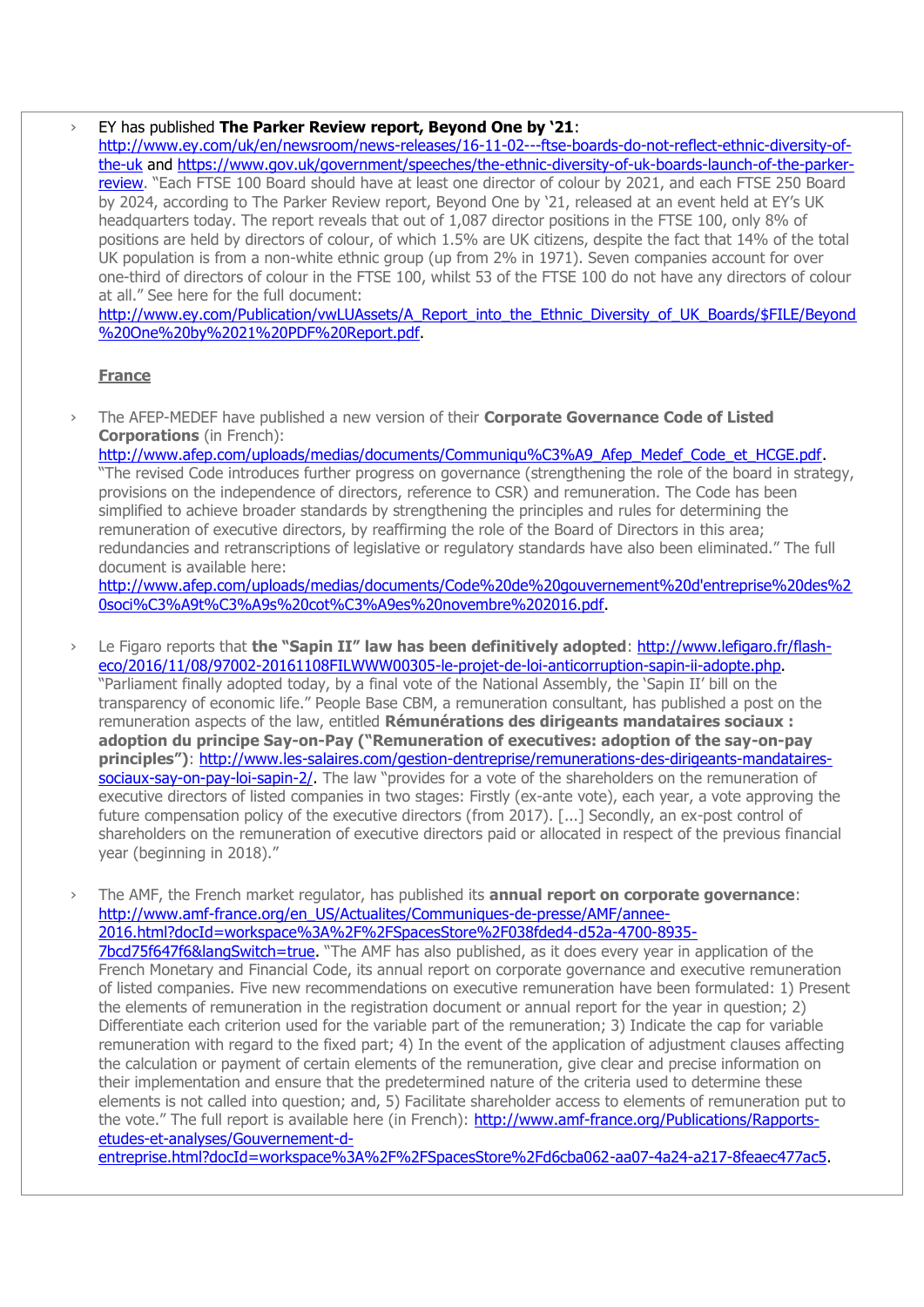- EY has published **The Parker Review report, Beyond One by '21**: http://www.ey.com/uk/en/newsroom/news-releases/16-11-02---ftse-boards-do-not-reflect-ethnic-diversity-of-the-uk and https://www.gov.uk/government/speeches/the-ethnic-diversity-of-uk-boards-launch-of-the-parker-review. "Each FTSE 100 Board should have at least one director of colour by 2021, and each FTSE 250 Board by 2024, according to The Parker Review report, Beyond One by '21, released at an event held at EY's UK headquarters today. The report reveals that out of 1,087 director positions in the FTSE 100, only 8% of positions are held by directors of colour, of which 1.5% are UK citizens, despite the fact that 14% of the total UK population is from a non-white ethnic group (up from 2% in 1971). Seven companies account for over one-third of directors of colour in the FTSE 100, whilst 53 of the FTSE 100 do not have any directors of colour at all." See here for the full document: http://www.ey.com/Publication/vwLUAssets/A_Report_into_the_Ethnic_Diversity_of_UK_Boards/$FILE/Beyond%20One%20by%2021%20PDF%20Report.pdf.

**France**

- The AFEP-MEDEF have published a new version of their **Corporate Governance Code of Listed Corporations** (in French): http://www.afep.com/uploads/medias/documents/Communiqu%C3%A9_Afep_Medef_Code_et_HCGE.pdf. "The revised Code introduces further progress on governance (strengthening the role of the board in strategy, provisions on the independence of directors, reference to CSR) and remuneration. The Code has been simplified to achieve broader standards by strengthening the principles and rules for determining the remuneration of executive directors, by reaffirming the role of the Board of Directors in this area; redundancies and retranscriptions of legislative or regulatory standards have also been eliminated." The full document is available here: http://www.afep.com/uploads/medias/documents/Code%20de%20gouvernement%20d'entreprise%20des%20soci%C3%A9t%C3%A9s%20cot%C3%A9es%20novembre%202016.pdf.

- Le Figaro reports that **the "Sapin II" law has been definitively adopted**: http://www.lefigaro.fr/flash-eco/2016/11/08/97002-20161108FILWWW00305-le-projet-de-loi-anticorruption-sapin-ii-adopte.php. "Parliament finally adopted today, by a final vote of the National Assembly, the 'Sapin II' bill on the transparency of economic life." People Base CBM, a remuneration consultant, has published a post on the remuneration aspects of the law, entitled **Rémunérations des dirigeants mandataires sociaux : adoption du principe Say-on-Pay ("Remuneration of executives: adoption of the say-on-pay principles")**: http://www.les-salaires.com/gestion-dentreprise/remunerations-des-dirigeants-mandataires-sociaux-say-on-pay-loi-sapin-2/. The law "provides for a vote of the shareholders on the remuneration of executive directors of listed companies in two stages: Firstly (ex-ante vote), each year, a vote approving the future compensation policy of the executive directors (from 2017). [...] Secondly, an ex-post control of shareholders on the remuneration of executive directors paid or allocated in respect of the previous financial year (beginning in 2018)."

- The AMF, the French market regulator, has published its **annual report on corporate governance**: http://www.amf-france.org/en_US/Actualites/Communiques-de-presse/AMF/annee-2016.html?docId=workspace%3A%2F%2FSpacesStore%2F038fded4-d52a-4700-8935-7bcd75f647f6&langSwitch=true. "The AMF has also published, as it does every year in application of the French Monetary and Financial Code, its annual report on corporate governance and executive remuneration of listed companies. Five new recommendations on executive remuneration have been formulated: 1) Present the elements of remuneration in the registration document or annual report for the year in question; 2) Differentiate each criterion used for the variable part of the remuneration; 3) Indicate the cap for variable remuneration with regard to the fixed part; 4) In the event of the application of adjustment clauses affecting the calculation or payment of certain elements of the remuneration, give clear and precise information on their implementation and ensure that the predetermined nature of the criteria used to determine these elements is not called into question; and, 5) Facilitate shareholder access to elements of remuneration put to the vote." The full report is available here (in French): http://www.amf-france.org/Publications/Rapports-etudes-et-analyses/Gouvernement-d-entreprise.html?docId=workspace%3A%2F%2FSpacesStore%2Fd6cba062-aa07-4a24-a217-8feaec477ac5.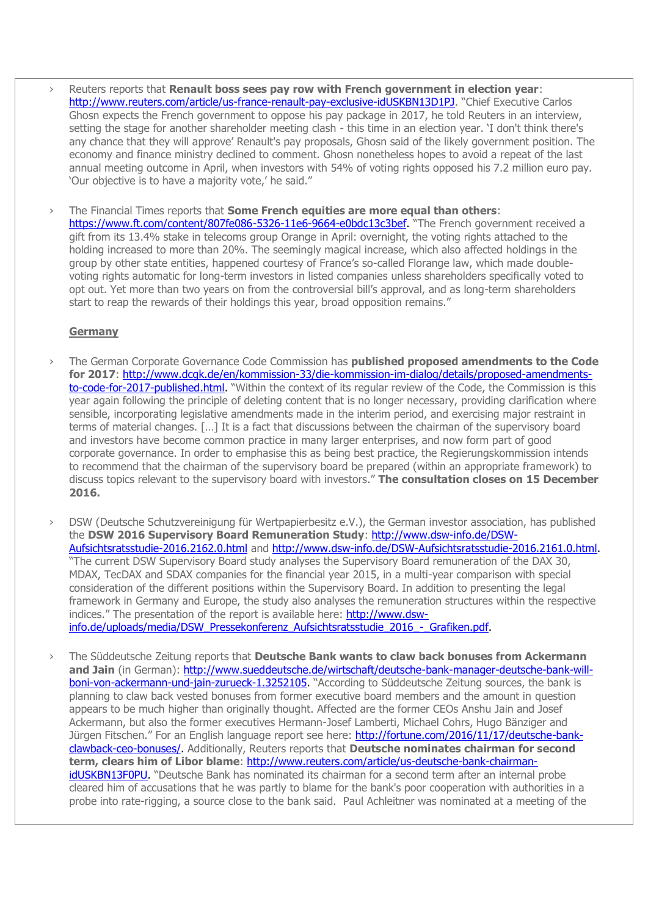- Reuters reports that **Renault boss sees pay row with French government in election year**: http://www.reuters.com/article/us-france-renault-pay-exclusive-idUSKBN13D1PJ. "Chief Executive Carlos Ghosn expects the French government to oppose his pay package in 2017, he told Reuters in an interview, setting the stage for another shareholder meeting clash - this time in an election year. 'I don't think there's any chance that they will approve' Renault's pay proposals, Ghosn said of the likely government position. The economy and finance ministry declined to comment. Ghosn nonetheless hopes to avoid a repeat of the last annual meeting outcome in April, when investors with 54% of voting rights opposed his 7.2 million euro pay. 'Our objective is to have a majority vote,' he said."

- The Financial Times reports that **Some French equities are more equal than others**: https://www.ft.com/content/807fe086-5326-11e6-9664-e0bdc13c3bef. "The French government received a gift from its 13.4% stake in telecoms group Orange in April: overnight, the voting rights attached to the holding increased to more than 20%. The seemingly magical increase, which also affected holdings in the group by other state entities, happened courtesy of France's so-called Florange law, which made double-voting rights automatic for long-term investors in listed companies unless shareholders specifically voted to opt out. Yet more than two years on from the controversial bill's approval, and as long-term shareholders start to reap the rewards of their holdings this year, broad opposition remains."

**Germany**

- The German Corporate Governance Code Commission has **published proposed amendments to the Code for 2017**: http://www.dcgk.de/en/kommission-33/die-kommission-im-dialog/details/proposed-amendments-to-code-for-2017-published.html. "Within the context of its regular review of the Code, the Commission is this year again following the principle of deleting content that is no longer necessary, providing clarification where sensible, incorporating legislative amendments made in the interim period, and exercising major restraint in terms of material changes. […] It is a fact that discussions between the chairman of the supervisory board and investors have become common practice in many larger enterprises, and now form part of good corporate governance. In order to emphasise this as being best practice, the Regierungskommission intends to recommend that the chairman of the supervisory board be prepared (within an appropriate framework) to discuss topics relevant to the supervisory board with investors." **The consultation closes on 15 December 2016.**

- DSW (Deutsche Schutzvereinigung für Wertpapierbesitz e.V.), the German investor association, has published the **DSW 2016 Supervisory Board Remuneration Study**: http://www.dsw-info.de/DSW-Aufsichtsratsstudie-2016.2162.0.html and http://www.dsw-info.de/DSW-Aufsichtsratsstudie-2016.2161.0.html. "The current DSW Supervisory Board study analyses the Supervisory Board remuneration of the DAX 30, MDAX, TecDAX and SDAX companies for the financial year 2015, in a multi-year comparison with special consideration of the different positions within the Supervisory Board. In addition to presenting the legal framework in Germany and Europe, the study also analyses the remuneration structures within the respective indices." The presentation of the report is available here: http://www.dsw-info.de/uploads/media/DSW_Pressekonferenz_Aufsichtsratsstudie_2016_-_Grafiken.pdf.

- The Süddeutsche Zeitung reports that **Deutsche Bank wants to claw back bonuses from Ackermann and Jain** (in German): http://www.sueddeutsche.de/wirtschaft/deutsche-bank-manager-deutsche-bank-will-boni-von-ackermann-und-jain-zurueck-1.3252105. "According to Süddeutsche Zeitung sources, the bank is planning to claw back vested bonuses from former executive board members and the amount in question appears to be much higher than originally thought. Affected are the former CEOs Anshu Jain and Josef Ackermann, but also the former executives Hermann-Josef Lamberti, Michael Cohrs, Hugo Bänziger and Jürgen Fitschen." For an English language report see here: http://fortune.com/2016/11/17/deutsche-bank-clawback-ceo-bonuses/. Additionally, Reuters reports that **Deutsche nominates chairman for second term, clears him of Libor blame**: http://www.reuters.com/article/us-deutsche-bank-chairman-idUSKBN13F0PU. "Deutsche Bank has nominated its chairman for a second term after an internal probe cleared him of accusations that he was partly to blame for the bank's poor cooperation with authorities in a probe into rate-rigging, a source close to the bank said. Paul Achleitner was nominated at a meeting of the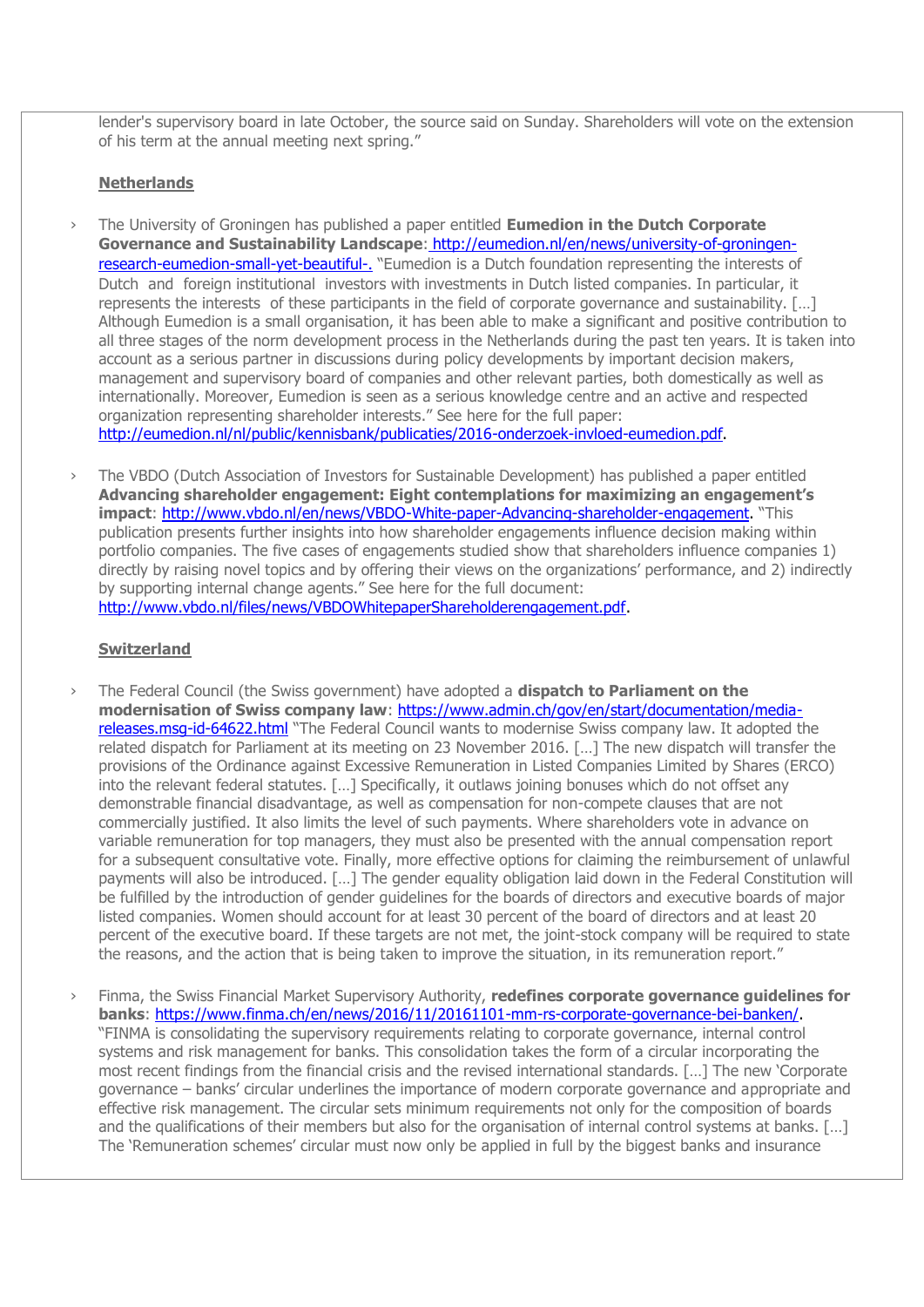lender's supervisory board in late October, the source said on Sunday. Shareholders will vote on the extension of his term at the annual meeting next spring."

## Netherlands

- The University of Groningen has published a paper entitled **Eumedion in the Dutch Corporate Governance and Sustainability Landscape**: [http://eumedion.nl/en/news/university-of-groningen-research-eumedion-small-yet-beautiful-.](http://eumedion.nl/en/news/university-of-groningen-research-eumedion-small-yet-beautiful-.) "Eumedion is a Dutch foundation representing the interests of Dutch and foreign institutional investors with investments in Dutch listed companies. In particular, it represents the interests of these participants in the field of corporate governance and sustainability. […] Although Eumedion is a small organisation, it has been able to make a significant and positive contribution to all three stages of the norm development process in the Netherlands during the past ten years. It is taken into account as a serious partner in discussions during policy developments by important decision makers, management and supervisory board of companies and other relevant parties, both domestically as well as internationally. Moreover, Eumedion is seen as a serious knowledge centre and an active and respected organization representing shareholder interests." See here for the full paper: [http://eumedion.nl/nl/public/kennisbank/publicaties/2016-onderzoek-invloed-eumedion.pdf](http://eumedion.nl/nl/public/kennisbank/publicaties/2016-onderzoek-invloed-eumedion.pdf).

- The VBDO (Dutch Association of Investors for Sustainable Development) has published a paper entitled **Advancing shareholder engagement: Eight contemplations for maximizing an engagement's impact**: [http://www.vbdo.nl/en/news/VBDO-White-paper-Advancing-shareholder-engagement](http://www.vbdo.nl/en/news/VBDO-White-paper-Advancing-shareholder-engagement). "This publication presents further insights into how shareholder engagements influence decision making within portfolio companies. The five cases of engagements studied show that shareholders influence companies 1) directly by raising novel topics and by offering their views on the organizations' performance, and 2) indirectly by supporting internal change agents." See here for the full document: [http://www.vbdo.nl/files/news/VBDOWhitepaperShareholderengagement.pdf](http://www.vbdo.nl/files/news/VBDOWhitepaperShareholderengagement.pdf).

## Switzerland

- The Federal Council (the Swiss government) have adopted a **dispatch to Parliament on the modernisation of Swiss company law**: [https://www.admin.ch/gov/en/start/documentation/media-releases.msg-id-64622.html](https://www.admin.ch/gov/en/start/documentation/media-releases.msg-id-64622.html) "The Federal Council wants to modernise Swiss company law. It adopted the related dispatch for Parliament at its meeting on 23 November 2016. […] The new dispatch will transfer the provisions of the Ordinance against Excessive Remuneration in Listed Companies Limited by Shares (ERCO) into the relevant federal statutes. […] Specifically, it outlaws joining bonuses which do not offset any demonstrable financial disadvantage, as well as compensation for non-compete clauses that are not commercially justified. It also limits the level of such payments. Where shareholders vote in advance on variable remuneration for top managers, they must also be presented with the annual compensation report for a subsequent consultative vote. Finally, more effective options for claiming the reimbursement of unlawful payments will also be introduced. […] The gender equality obligation laid down in the Federal Constitution will be fulfilled by the introduction of gender guidelines for the boards of directors and executive boards of major listed companies. Women should account for at least 30 percent of the board of directors and at least 20 percent of the executive board. If these targets are not met, the joint-stock company will be required to state the reasons, and the action that is being taken to improve the situation, in its remuneration report."

- Finma, the Swiss Financial Market Supervisory Authority, **redefines corporate governance guidelines for banks**: [https://www.finma.ch/en/news/2016/11/20161101-mm-rs-corporate-governance-bei-banken/](https://www.finma.ch/en/news/2016/11/20161101-mm-rs-corporate-governance-bei-banken/). "FINMA is consolidating the supervisory requirements relating to corporate governance, internal control systems and risk management for banks. This consolidation takes the form of a circular incorporating the most recent findings from the financial crisis and the revised international standards. […] The new 'Corporate governance – banks' circular underlines the importance of modern corporate governance and appropriate and effective risk management. The circular sets minimum requirements not only for the composition of boards and the qualifications of their members but also for the organisation of internal control systems at banks. […] The 'Remuneration schemes' circular must now only be applied in full by the biggest banks and insurance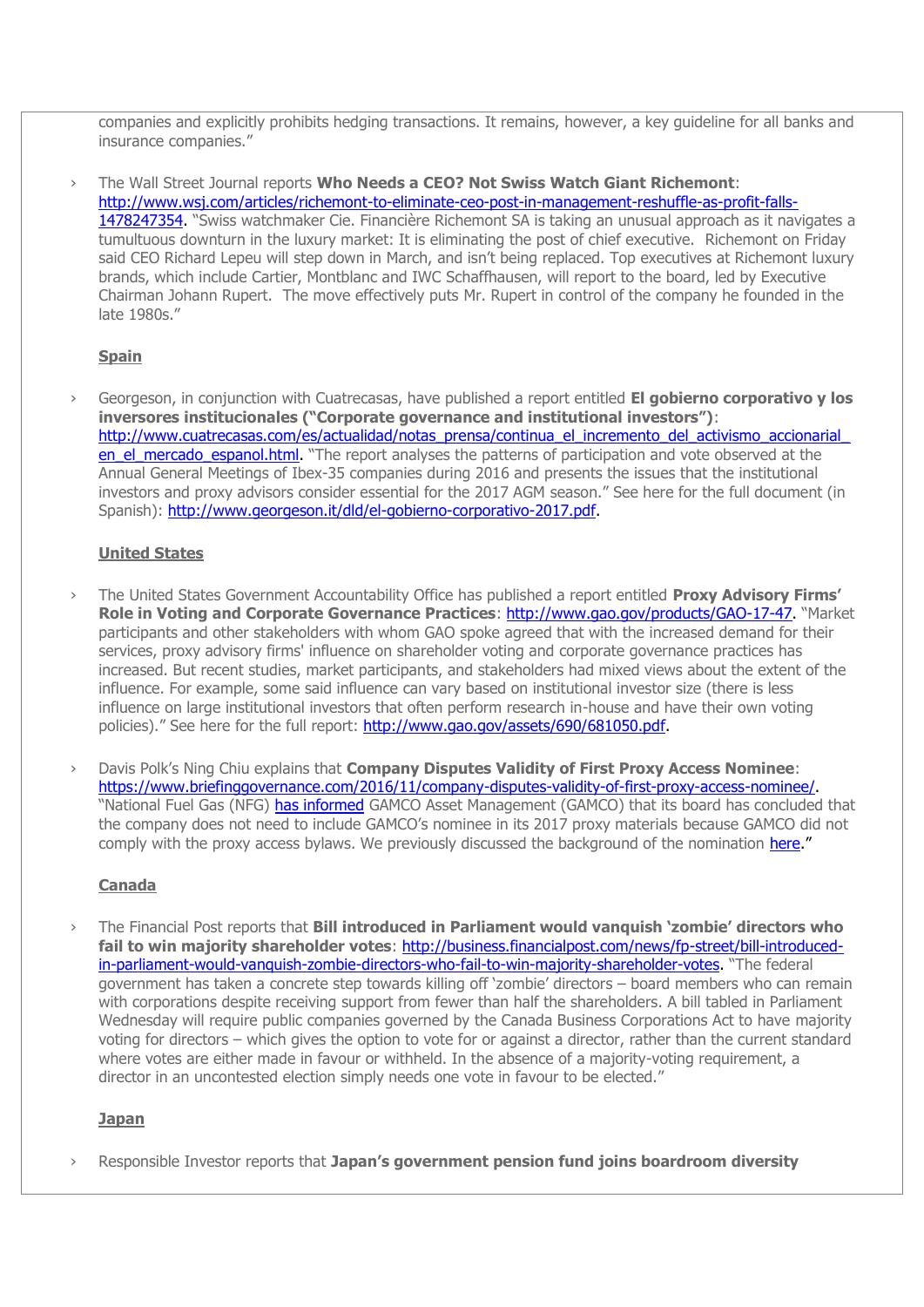companies and explicitly prohibits hedging transactions. It remains, however, a key guideline for all banks and insurance companies."

- The Wall Street Journal reports **Who Needs a CEO? Not Swiss Watch Giant Richemont**: http://www.wsj.com/articles/richemont-to-eliminate-ceo-post-in-management-reshuffle-as-profit-falls-1478247354. "Swiss watchmaker Cie. Financière Richemont SA is taking an unusual approach as it navigates a tumultuous downturn in the luxury market: It is eliminating the post of chief executive. Richemont on Friday said CEO Richard Lepeu will step down in March, and isn't being replaced. Top executives at Richemont luxury brands, which include Cartier, Montblanc and IWC Schaffhausen, will report to the board, led by Executive Chairman Johann Rupert. The move effectively puts Mr. Rupert in control of the company he founded in the late 1980s."

## Spain

- Georgeson, in conjunction with Cuatrecasas, have published a report entitled **El gobierno corporativo y los inversores institucionales ("Corporate governance and institutional investors")**: http://www.cuatrecasas.com/es/actualidad/notas_prensa/continua_el_incremento_del_activismo_accionarial_en_el_mercado_espanol.html. "The report analyses the patterns of participation and vote observed at the Annual General Meetings of Ibex-35 companies during 2016 and presents the issues that the institutional investors and proxy advisors consider essential for the 2017 AGM season." See here for the full document (in Spanish): http://www.georgeson.it/dld/el-gobierno-corporativo-2017.pdf.

## United States

- The United States Government Accountability Office has published a report entitled **Proxy Advisory Firms' Role in Voting and Corporate Governance Practices**: http://www.gao.gov/products/GAO-17-47. "Market participants and other stakeholders with whom GAO spoke agreed that with the increased demand for their services, proxy advisory firms' influence on shareholder voting and corporate governance practices has increased. But recent studies, market participants, and stakeholders had mixed views about the extent of the influence. For example, some said influence can vary based on institutional investor size (there is less influence on large institutional investors that often perform research in-house and have their own voting policies)." See here for the full report: http://www.gao.gov/assets/690/681050.pdf.

- Davis Polk's Ning Chiu explains that **Company Disputes Validity of First Proxy Access Nominee**: https://www.briefinggovernance.com/2016/11/company-disputes-validity-of-first-proxy-access-nominee/. "National Fuel Gas (NFG) has informed GAMCO Asset Management (GAMCO) that its board has concluded that the company does not need to include GAMCO's nominee in its 2017 proxy materials because GAMCO did not comply with the proxy access bylaws. We previously discussed the background of the nomination here."

## Canada

- The Financial Post reports that **Bill introduced in Parliament would vanquish 'zombie' directors who fail to win majority shareholder votes**: http://business.financialpost.com/news/fp-street/bill-introduced-in-parliament-would-vanquish-zombie-directors-who-fail-to-win-majority-shareholder-votes. "The federal government has taken a concrete step towards killing off 'zombie' directors – board members who can remain with corporations despite receiving support from fewer than half the shareholders. A bill tabled in Parliament Wednesday will require public companies governed by the Canada Business Corporations Act to have majority voting for directors – which gives the option to vote for or against a director, rather than the current standard where votes are either made in favour or withheld. In the absence of a majority-voting requirement, a director in an uncontested election simply needs one vote in favour to be elected."

## Japan

- Responsible Investor reports that **Japan's government pension fund joins boardroom diversity**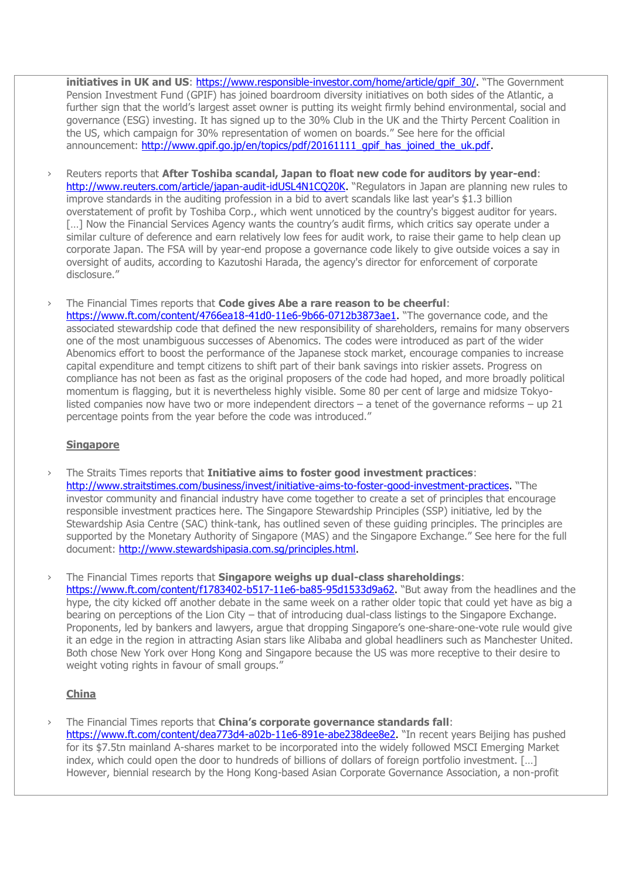**initiatives in UK and US**: https://www.responsible-investor.com/home/article/gpif_30/. "The Government Pension Investment Fund (GPIF) has joined boardroom diversity initiatives on both sides of the Atlantic, a further sign that the world's largest asset owner is putting its weight firmly behind environmental, social and governance (ESG) investing. It has signed up to the 30% Club in the UK and the Thirty Percent Coalition in the US, which campaign for 30% representation of women on boards." See here for the official announcement: http://www.gpif.go.jp/en/topics/pdf/20161111_gpif_has_joined_the_uk.pdf.

- Reuters reports that **After Toshiba scandal, Japan to float new code for auditors by year-end**: http://www.reuters.com/article/japan-audit-idUSL4N1CQ20K. "Regulators in Japan are planning new rules to improve standards in the auditing profession in a bid to avert scandals like last year's $1.3 billion overstatement of profit by Toshiba Corp., which went unnoticed by the country's biggest auditor for years. […] Now the Financial Services Agency wants the country's audit firms, which critics say operate under a similar culture of deference and earn relatively low fees for audit work, to raise their game to help clean up corporate Japan. The FSA will by year-end propose a governance code likely to give outside voices a say in oversight of audits, according to Kazutoshi Harada, the agency's director for enforcement of corporate disclosure."

- The Financial Times reports that **Code gives Abe a rare reason to be cheerful**: https://www.ft.com/content/4766ea18-41d0-11e6-9b66-0712b3873ae1. "The governance code, and the associated stewardship code that defined the new responsibility of shareholders, remains for many observers one of the most unambiguous successes of Abenomics. The codes were introduced as part of the wider Abenomics effort to boost the performance of the Japanese stock market, encourage companies to increase capital expenditure and tempt citizens to shift part of their bank savings into riskier assets. Progress on compliance has not been as fast as the original proposers of the code had hoped, and more broadly political momentum is flagging, but it is nevertheless highly visible. Some 80 per cent of large and midsize Tokyo-listed companies now have two or more independent directors – a tenet of the governance reforms – up 21 percentage points from the year before the code was introduced."

## Singapore

- The Straits Times reports that **Initiative aims to foster good investment practices**: http://www.straitstimes.com/business/invest/initiative-aims-to-foster-good-investment-practices. "The investor community and financial industry have come together to create a set of principles that encourage responsible investment practices here. The Singapore Stewardship Principles (SSP) initiative, led by the Stewardship Asia Centre (SAC) think-tank, has outlined seven of these guiding principles. The principles are supported by the Monetary Authority of Singapore (MAS) and the Singapore Exchange." See here for the full document: http://www.stewardshipasia.com.sg/principles.html.

- The Financial Times reports that **Singapore weighs up dual-class shareholdings**: https://www.ft.com/content/f1783402-b517-11e6-ba85-95d1533d9a62. "But away from the headlines and the hype, the city kicked off another debate in the same week on a rather older topic that could yet have as big a bearing on perceptions of the Lion City – that of introducing dual-class listings to the Singapore Exchange. Proponents, led by bankers and lawyers, argue that dropping Singapore's one-share-one-vote rule would give it an edge in the region in attracting Asian stars like Alibaba and global headliners such as Manchester United. Both chose New York over Hong Kong and Singapore because the US was more receptive to their desire to weight voting rights in favour of small groups."

## China

- The Financial Times reports that **China's corporate governance standards fall**: https://www.ft.com/content/dea773d4-a02b-11e6-891e-abe238dee8e2. "In recent years Beijing has pushed for its $7.5tn mainland A-shares market to be incorporated into the widely followed MSCI Emerging Market index, which could open the door to hundreds of billions of dollars of foreign portfolio investment. […] However, biennial research by the Hong Kong-based Asian Corporate Governance Association, a non-profit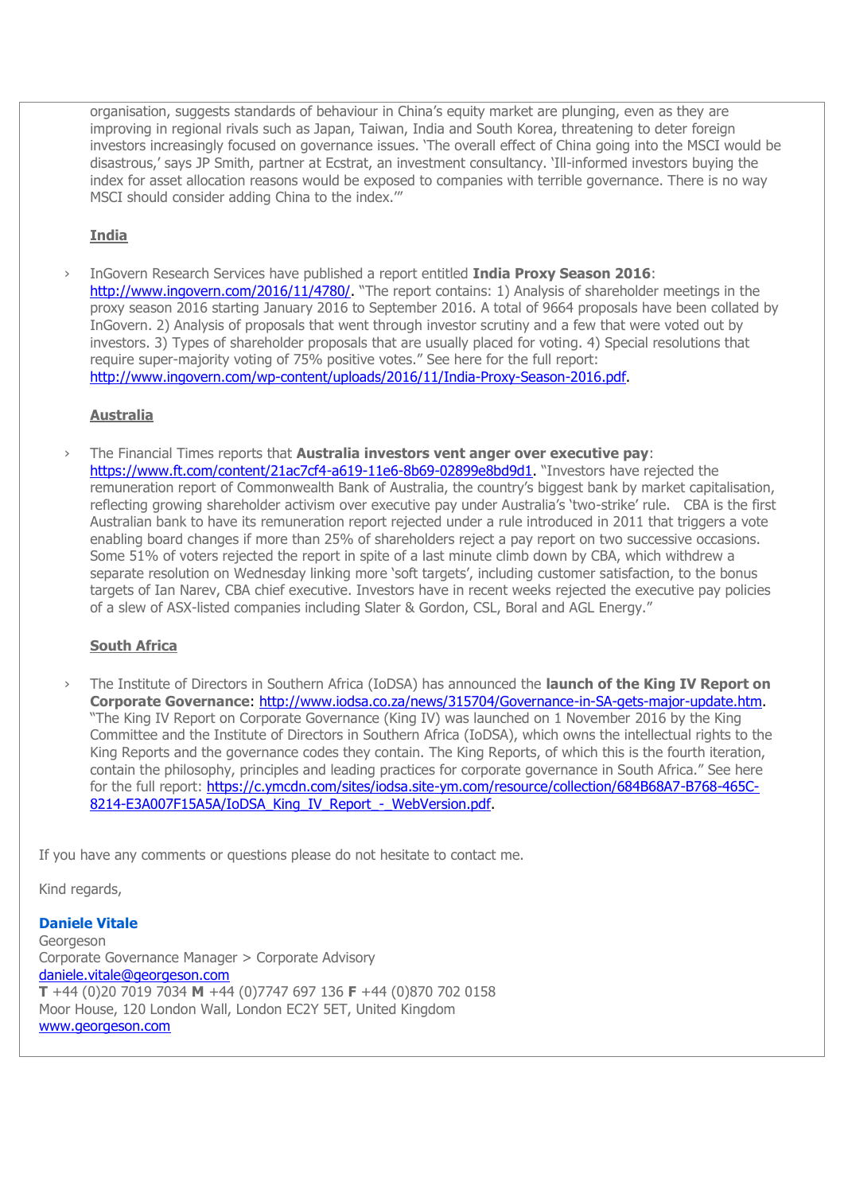organisation, suggests standards of behaviour in China's equity market are plunging, even as they are improving in regional rivals such as Japan, Taiwan, India and South Korea, threatening to deter foreign investors increasingly focused on governance issues. 'The overall effect of China going into the MSCI would be disastrous,' says JP Smith, partner at Ecstrat, an investment consultancy. 'Ill-informed investors buying the index for asset allocation reasons would be exposed to companies with terrible governance. There is no way MSCI should consider adding China to the index.'"

**India**

› InGovern Research Services have published a report entitled **India Proxy Season 2016**: http://www.ingovern.com/2016/11/4780/. "The report contains: 1) Analysis of shareholder meetings in the proxy season 2016 starting January 2016 to September 2016. A total of 9664 proposals have been collated by InGovern. 2) Analysis of proposals that went through investor scrutiny and a few that were voted out by investors. 3) Types of shareholder proposals that are usually placed for voting. 4) Special resolutions that require super-majority voting of 75% positive votes." See here for the full report: http://www.ingovern.com/wp-content/uploads/2016/11/India-Proxy-Season-2016.pdf.

**Australia**

› The Financial Times reports that **Australia investors vent anger over executive pay**: https://www.ft.com/content/21ac7cf4-a619-11e6-8b69-02899e8bd9d1. "Investors have rejected the remuneration report of Commonwealth Bank of Australia, the country's biggest bank by market capitalisation, reflecting growing shareholder activism over executive pay under Australia's 'two-strike' rule. CBA is the first Australian bank to have its remuneration report rejected under a rule introduced in 2011 that triggers a vote enabling board changes if more than 25% of shareholders reject a pay report on two successive occasions. Some 51% of voters rejected the report in spite of a last minute climb down by CBA, which withdrew a separate resolution on Wednesday linking more 'soft targets', including customer satisfaction, to the bonus targets of Ian Narev, CBA chief executive. Investors have in recent weeks rejected the executive pay policies of a slew of ASX-listed companies including Slater & Gordon, CSL, Boral and AGL Energy."

**South Africa**

› The Institute of Directors in Southern Africa (IoDSA) has announced the **launch of the King IV Report on Corporate Governance**: http://www.iodsa.co.za/news/315704/Governance-in-SA-gets-major-update.htm. "The King IV Report on Corporate Governance (King IV) was launched on 1 November 2016 by the King Committee and the Institute of Directors in Southern Africa (IoDSA), which owns the intellectual rights to the King Reports and the governance codes they contain. The King Reports, of which this is the fourth iteration, contain the philosophy, principles and leading practices for corporate governance in South Africa." See here for the full report: https://c.ymcdn.com/sites/iodsa.site-ym.com/resource/collection/684B68A7-B768-465C-8214-E3A007F15A5A/IoDSA_King_IV_Report_-_WebVersion.pdf.

If you have any comments or questions please do not hesitate to contact me.

Kind regards,

**Daniele Vitale**
Georgeson
Corporate Governance Manager > Corporate Advisory
daniele.vitale@georgeson.com
**T** +44 (0)20 7019 7034 **M** +44 (0)7747 697 136 **F** +44 (0)870 702 0158
Moor House, 120 London Wall, London EC2Y 5ET, United Kingdom
www.georgeson.com